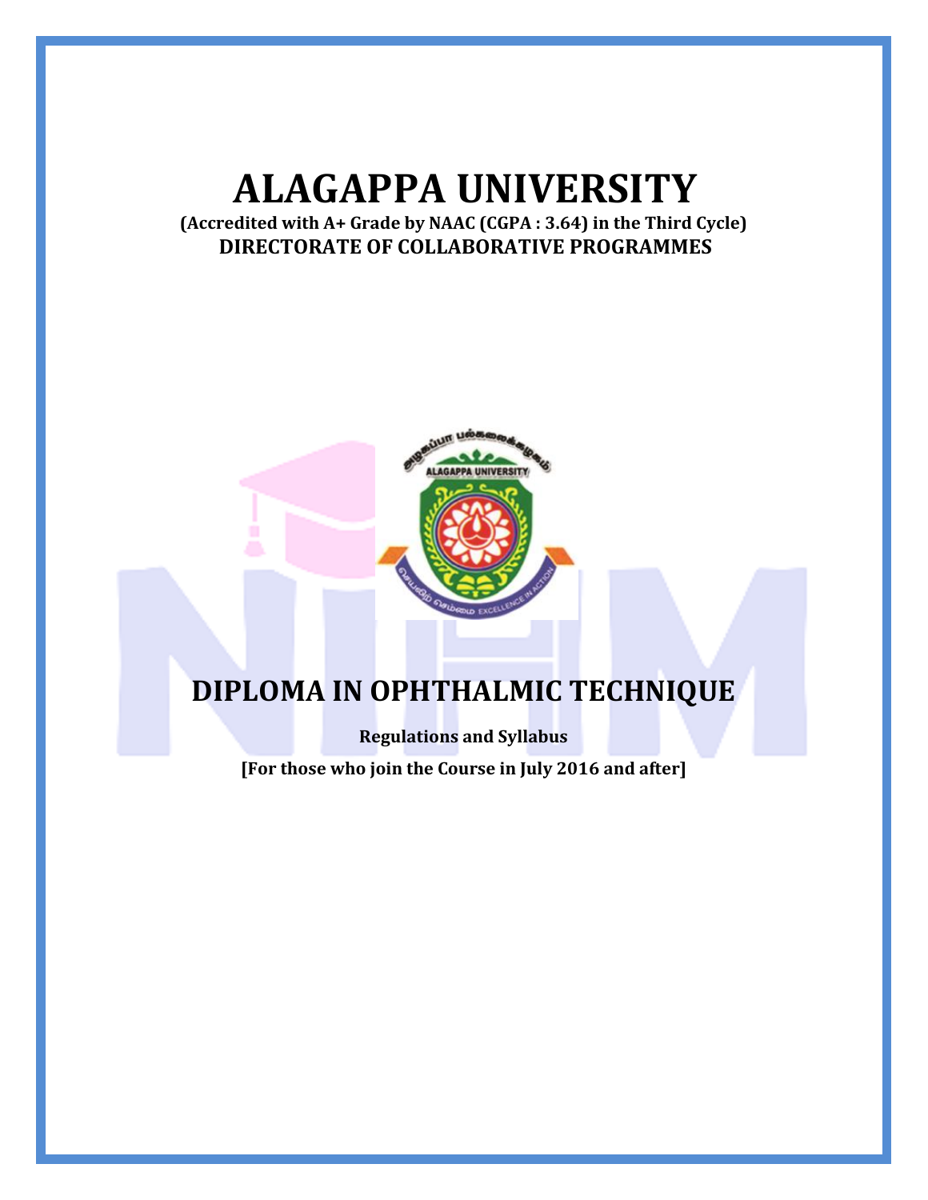# ALAGAPPA UNIVERSITY

**(Accredited with A+ Grade by NAAC (CGPA : 3.64) in the Third Cycle)**

**DIRECTORATE OF COLLABORATIVE PROGRAMMES**

# DIPLOMA IN OPHTHALMIC TECHNIQUE

**Regulations and Syllabus**

**[For those who join the Course in July 2016 and after]**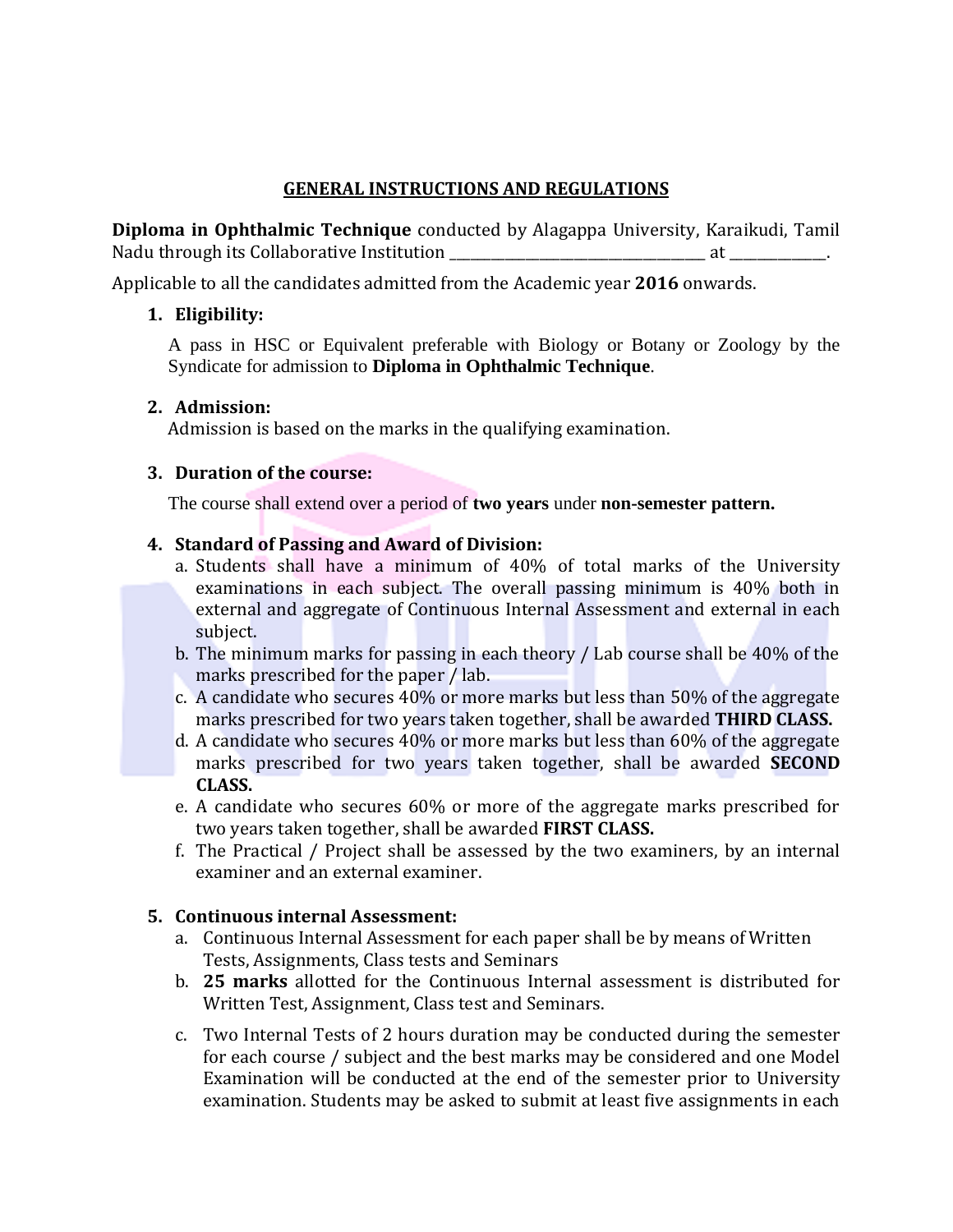## GENERAL INSTRUCTIONS AND REGULATIONS

**Diploma in Ophthalmic Technique** conducted by Alagappa University, Karaikudi, Tamil Nadu through its Collaborative Institution ______________________________ at ___________.

Applicable to all the candidates admitted from the Academic year **2016** onwards.

1. **Eligibility:**

   A pass in HSC or Equivalent preferable with Biology or Botany or Zoology by the Syndicate for admission to **Diploma in Ophthalmic Technique**.

2. **Admission:**

   Admission is based on the marks in the qualifying examination.

3. **Duration of the course:**

   The course shall extend over a period of **two years** under **non-semester pattern.**

4. **Standard of Passing and Award of Division:**
   a. Students shall have a minimum of 40% of total marks of the University examinations in each subject. The overall passing minimum is 40% both in external and aggregate of Continuous Internal Assessment and external in each subject.
   b. The minimum marks for passing in each theory / Lab course shall be 40% of the marks prescribed for the paper / lab.
   c. A candidate who secures 40% or more marks but less than 50% of the aggregate marks prescribed for two years taken together, shall be awarded **THIRD CLASS.**
   d. A candidate who secures 40% or more marks but less than 60% of the aggregate marks prescribed for two years taken together, shall be awarded **SECOND CLASS.**
   e. A candidate who secures 60% or more of the aggregate marks prescribed for two years taken together, shall be awarded **FIRST CLASS.**
   f. The Practical / Project shall be assessed by the two examiners, by an internal examiner and an external examiner.

5. **Continuous internal Assessment:**
   a. Continuous Internal Assessment for each paper shall be by means of Written Tests, Assignments, Class tests and Seminars
   b. **25 marks** allotted for the Continuous Internal assessment is distributed for Written Test, Assignment, Class test and Seminars.
   c. Two Internal Tests of 2 hours duration may be conducted during the semester for each course / subject and the best marks may be considered and one Model Examination will be conducted at the end of the semester prior to University examination. Students may be asked to submit at least five assignments in each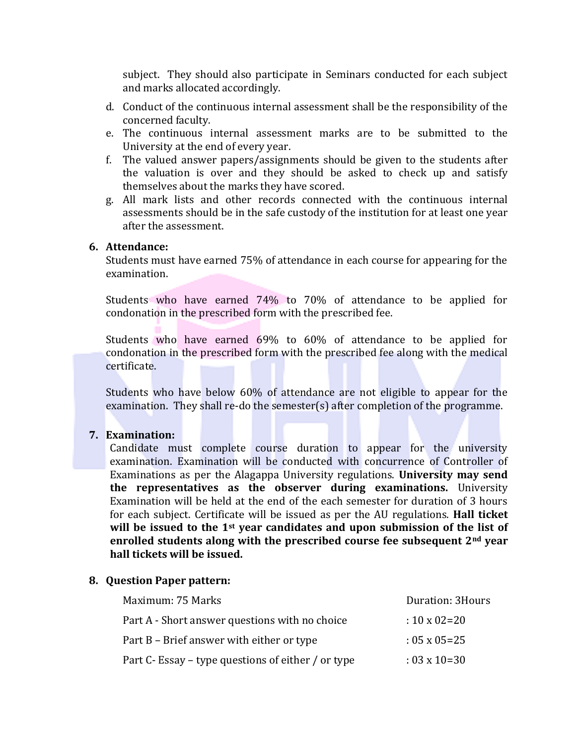subject. They should also participate in Seminars conducted for each subject and marks allocated accordingly.

d. Conduct of the continuous internal assessment shall be the responsibility of the concerned faculty.
e. The continuous internal assessment marks are to be submitted to the University at the end of every year.
f. The valued answer papers/assignments should be given to the students after the valuation is over and they should be asked to check up and satisfy themselves about the marks they have scored.
g. All mark lists and other records connected with the continuous internal assessments should be in the safe custody of the institution for at least one year after the assessment.

**6. Attendance:**

Students must have earned 75% of attendance in each course for appearing for the examination.

Students who have earned 74% to 70% of attendance to be applied for condonation in the prescribed form with the prescribed fee.

Students who have earned 69% to 60% of attendance to be applied for condonation in the prescribed form with the prescribed fee along with the medical certificate.

Students who have below 60% of attendance are not eligible to appear for the examination. They shall re-do the semester(s) after completion of the programme.

**7. Examination:**

Candidate must complete course duration to appear for the university examination. Examination will be conducted with concurrence of Controller of Examinations as per the Alagappa University regulations. **University may send the representatives as the observer during examinations.** University Examination will be held at the end of the each semester for duration of 3 hours for each subject. Certificate will be issued as per the AU regulations. **Hall ticket will be issued to the 1st year candidates and upon submission of the list of enrolled students along with the prescribed course fee subsequent 2nd year hall tickets will be issued.**

**8. Question Paper pattern:**

| Maximum: 75 Marks | Duration: 3Hours |
|---|---|
| Part A - Short answer questions with no choice | : 10 x 02=20 |
| Part B – Brief answer with either or type | : 05 x 05=25 |
| Part C- Essay – type questions of either / or type | : 03 x 10=30 |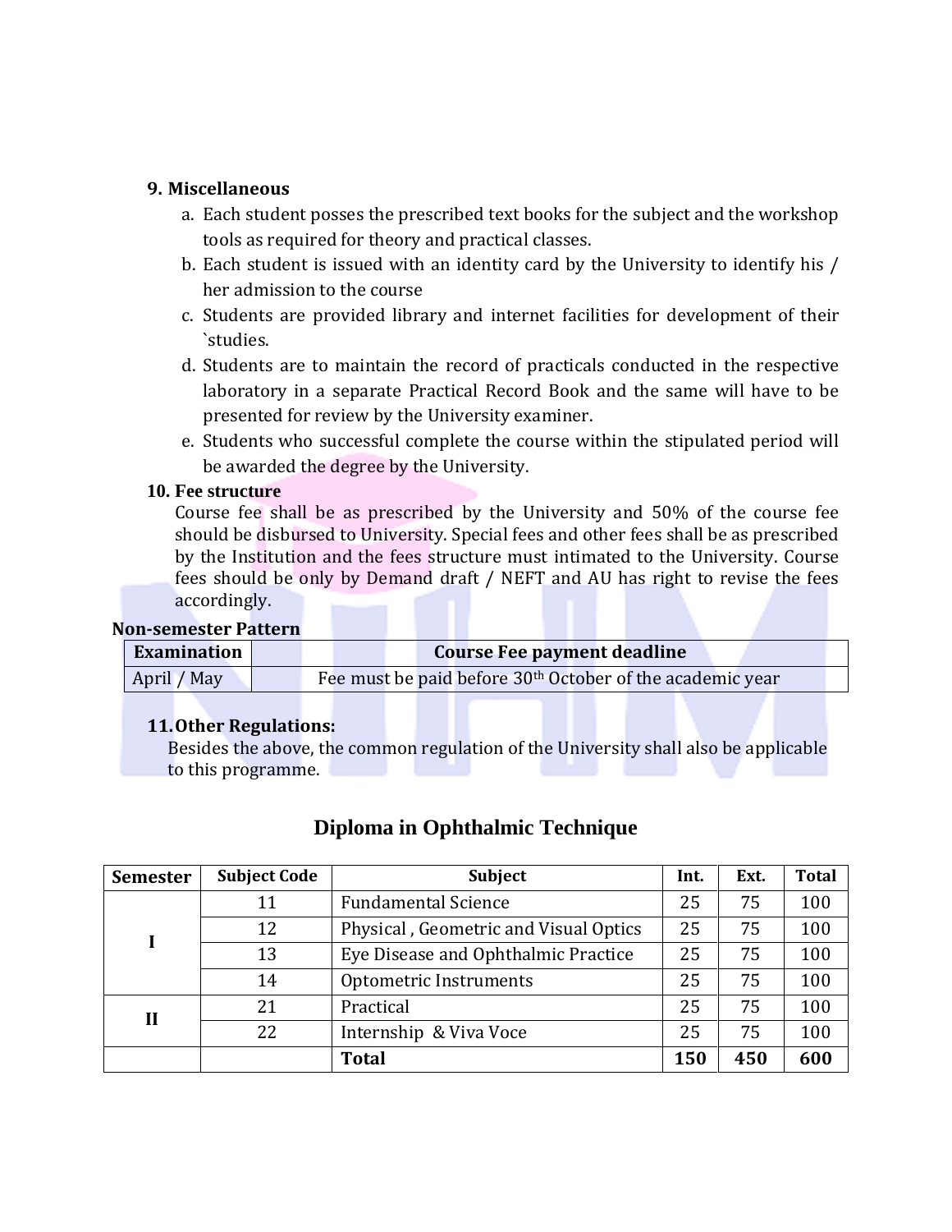### 9. Miscellaneous

a. Each student posses the prescribed text books for the subject and the workshop tools as required for theory and practical classes.
b. Each student is issued with an identity card by the University to identify his / her admission to the course
c. Students are provided library and internet facilities for development of their `studies.
d. Students are to maintain the record of practicals conducted in the respective laboratory in a separate Practical Record Book and the same will have to be presented for review by the University examiner.
e. Students who successful complete the course within the stipulated period will be awarded the degree by the University.

### 10. Fee structure

Course fee shall be as prescribed by the University and 50% of the course fee should be disbursed to University. Special fees and other fees shall be as prescribed by the Institution and the fees structure must intimated to the University. Course fees should be only by Demand draft / NEFT and AU has right to revise the fees accordingly.

**Non-semester Pattern**

| Examination | Course Fee payment deadline |
|---|---|
| April / May | Fee must be paid before 30th October of the academic year |

### 11. Other Regulations:

Besides the above, the common regulation of the University shall also be applicable to this programme.

## Diploma in Ophthalmic Technique

| Semester | Subject Code | Subject | Int. | Ext. | Total |
|---|---|---|---|---|---|
| I | 11 | Fundamental Science | 25 | 75 | 100 |
| | 12 | Physical , Geometric and Visual Optics | 25 | 75 | 100 |
| | 13 | Eye Disease and Ophthalmic Practice | 25 | 75 | 100 |
| | 14 | Optometric Instruments | 25 | 75 | 100 |
| II | 21 | Practical | 25 | 75 | 100 |
| | 22 | Internship & Viva Voce | 25 | 75 | 100 |
| | | **Total** | **150** | **450** | **600** |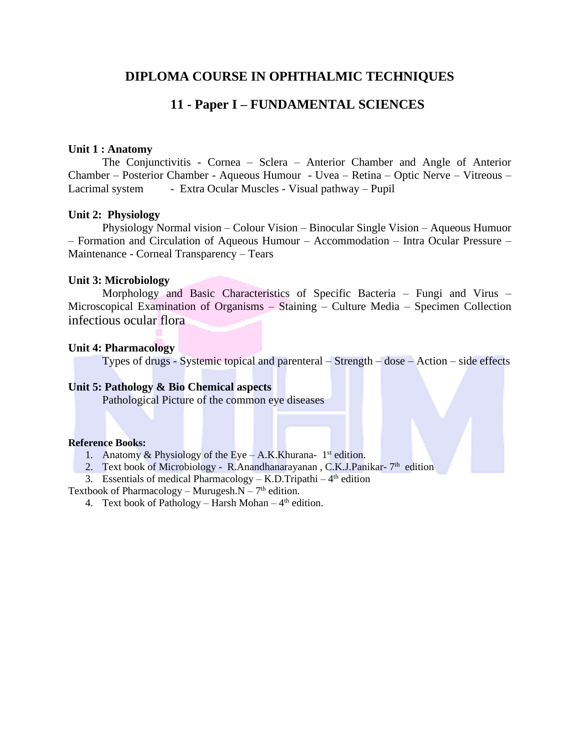# DIPLOMA COURSE IN OPHTHALMIC TECHNIQUES

## 11 - Paper I – FUNDAMENTAL SCIENCES

**Unit 1 : Anatomy**

The Conjunctivitis - Cornea – Sclera – Anterior Chamber and Angle of Anterior Chamber – Posterior Chamber - Aqueous Humour - Uvea – Retina – Optic Nerve – Vitreous – Lacrimal system - Extra Ocular Muscles - Visual pathway – Pupil

**Unit 2: Physiology**

Physiology Normal vision – Colour Vision – Binocular Single Vision – Aqueous Humuor – Formation and Circulation of Aqueous Humour – Accommodation – Intra Ocular Pressure – Maintenance - Corneal Transparency – Tears

**Unit 3: Microbiology**

Morphology and Basic Characteristics of Specific Bacteria – Fungi and Virus – Microscopical Examination of Organisms – Staining – Culture Media – Specimen Collection infectious ocular flora

**Unit 4: Pharmacology**

Types of drugs - Systemic topical and parenteral – Strength – dose – Action – side effects

**Unit 5: Pathology & Bio Chemical aspects**

Pathological Picture of the common eye diseases

**Reference Books:**

1. Anatomy & Physiology of the Eye – A.K.Khurana- 1st edition.
2. Text book of Microbiology - R.Anandhanarayanan , C.K.J.Panikar- 7th edition
3. Essentials of medical Pharmacology – K.D.Tripathi – 4th edition

Textbook of Pharmacology – Murugesh.N – 7th edition.

4. Text book of Pathology – Harsh Mohan – 4th edition.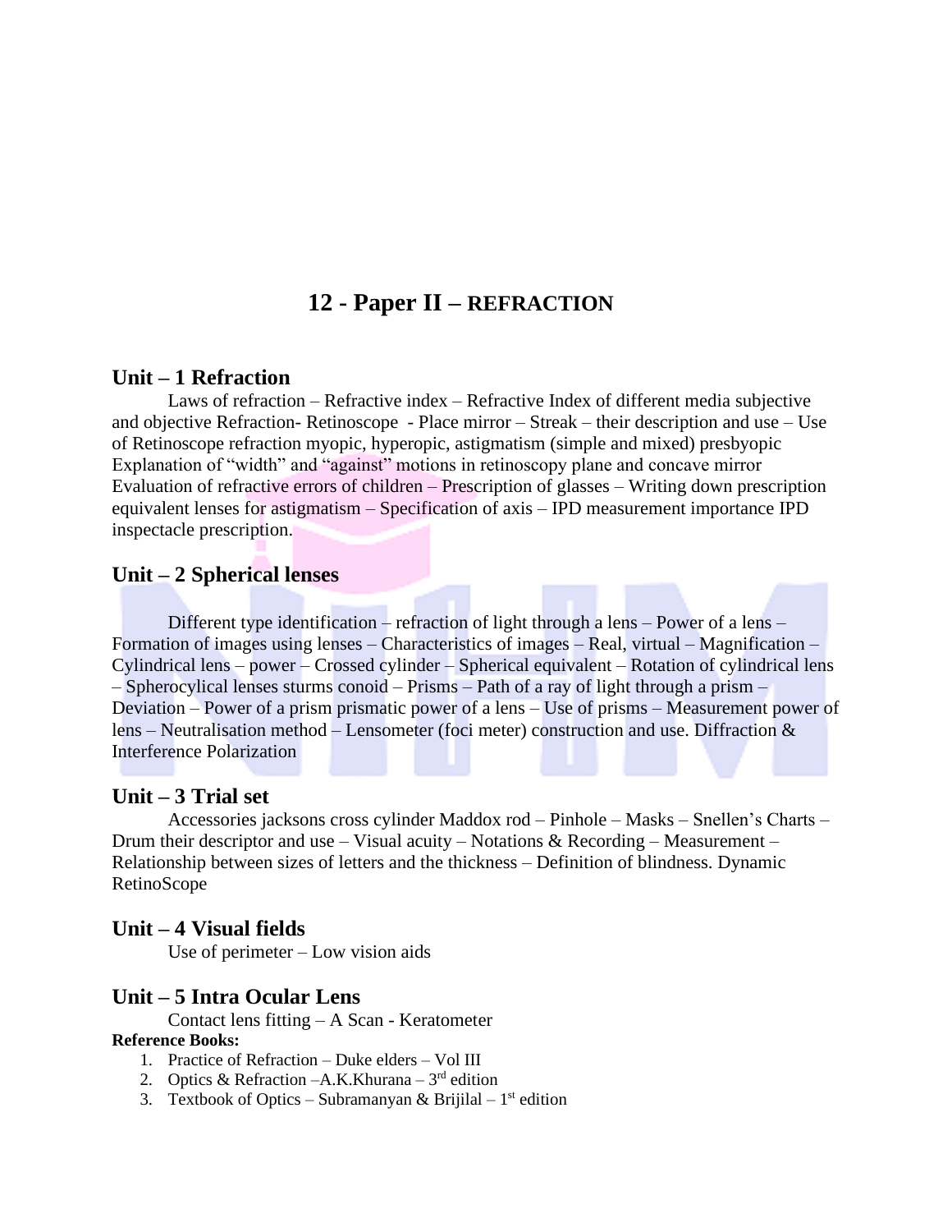# 12 - Paper II – REFRACTION

## Unit – 1 Refraction

Laws of refraction – Refractive index – Refractive Index of different media subjective and objective Refraction- Retinoscope - Place mirror – Streak – their description and use – Use of Retinoscope refraction myopic, hyperopic, astigmatism (simple and mixed) presbyopic Explanation of "width" and "against" motions in retinoscopy plane and concave mirror Evaluation of refractive errors of children – Prescription of glasses – Writing down prescription equivalent lenses for astigmatism – Specification of axis – IPD measurement importance IPD inspectacle prescription.

## Unit – 2 Spherical lenses

Different type identification – refraction of light through a lens – Power of a lens – Formation of images using lenses – Characteristics of images – Real, virtual – Magnification – Cylindrical lens – power – Crossed cylinder – Spherical equivalent – Rotation of cylindrical lens – Spherocylical lenses sturms conoid – Prisms – Path of a ray of light through a prism – Deviation – Power of a prism prismatic power of a lens – Use of prisms – Measurement power of lens – Neutralisation method – Lensometer (foci meter) construction and use. Diffraction & Interference Polarization

## Unit – 3 Trial set

Accessories jacksons cross cylinder Maddox rod – Pinhole – Masks – Snellen's Charts – Drum their descriptor and use – Visual acuity – Notations & Recording – Measurement – Relationship between sizes of letters and the thickness – Definition of blindness. Dynamic RetinoScope

## Unit – 4 Visual fields

Use of perimeter – Low vision aids

## Unit – 5 Intra Ocular Lens

Contact lens fitting – A Scan - Keratometer

**Reference Books:**

1. Practice of Refraction – Duke elders – Vol III
2. Optics & Refraction –A.K.Khurana – 3rd edition
3. Textbook of Optics – Subramanyan & Brijilal – 1st edition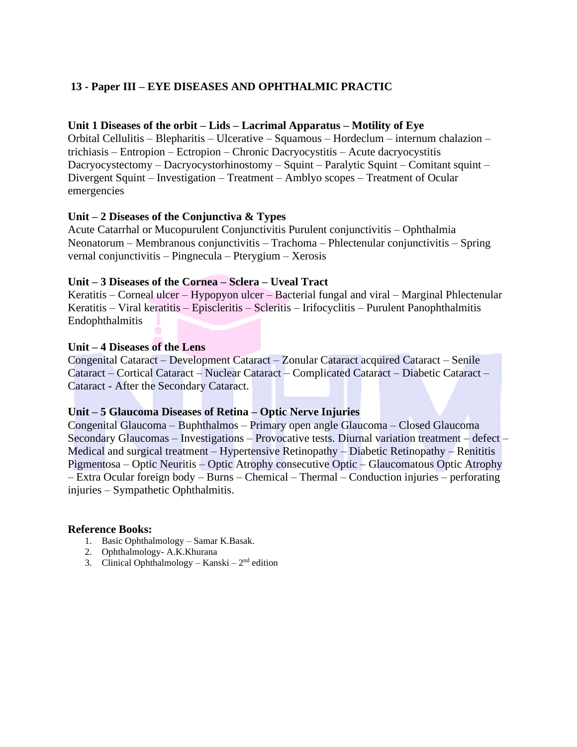## 13 - Paper III – EYE DISEASES AND OPHTHALMIC PRACTIC

**Unit 1 Diseases of the orbit – Lids – Lacrimal Apparatus – Motility of Eye**
Orbital Cellulitis – Blepharitis – Ulcerative – Squamous – Hordeclum – internum chalazion – trichiasis – Entropion – Ectropion – Chronic Dacryocystitis – Acute dacryocystitis Dacryocystectomy – Dacryocystorhinostomy – Squint – Paralytic Squint – Comitant squint – Divergent Squint – Investigation – Treatment – Amblyo scopes – Treatment of Ocular emergencies

**Unit – 2 Diseases of the Conjunctiva & Types**
Acute Catarrhal or Mucopurulent Conjunctivitis Purulent conjunctivitis – Ophthalmia Neonatorum – Membranous conjunctivitis – Trachoma – Phlectenular conjunctivitis – Spring vernal conjunctivitis – Pingnecula – Pterygium – Xerosis

**Unit – 3 Diseases of the Cornea – Sclera – Uveal Tract**
Keratitis – Corneal ulcer – Hypopyon ulcer – Bacterial fungal and viral – Marginal Phlectenular Keratitis – Viral keratitis – Episcleritis – Scleritis – Irifocyclitis – Purulent Panophthalmitis Endophthalmitis

**Unit – 4 Diseases of the Lens**
Congenital Cataract – Development Cataract – Zonular Cataract acquired Cataract – Senile Cataract – Cortical Cataract – Nuclear Cataract – Complicated Cataract – Diabetic Cataract – Cataract - After the Secondary Cataract.

**Unit – 5 Glaucoma Diseases of Retina – Optic Nerve Injuries**
Congenital Glaucoma – Buphthalmos – Primary open angle Glaucoma – Closed Glaucoma Secondary Glaucomas – Investigations – Provocative tests. Diurnal variation treatment – defect – Medical and surgical treatment – Hypertensive Retinopathy – Diabetic Retinopathy – Renititis Pigmentosa – Optic Neuritis – Optic Atrophy consecutive Optic – Glaucomatous Optic Atrophy – Extra Ocular foreign body – Burns – Chemical – Thermal – Conduction injuries – perforating injuries – Sympathetic Ophthalmitis.

**Reference Books:**

1. Basic Ophthalmology – Samar K.Basak.
2. Ophthalmology- A.K.Khurana
3. Clinical Ophthalmology – Kanski – 2nd edition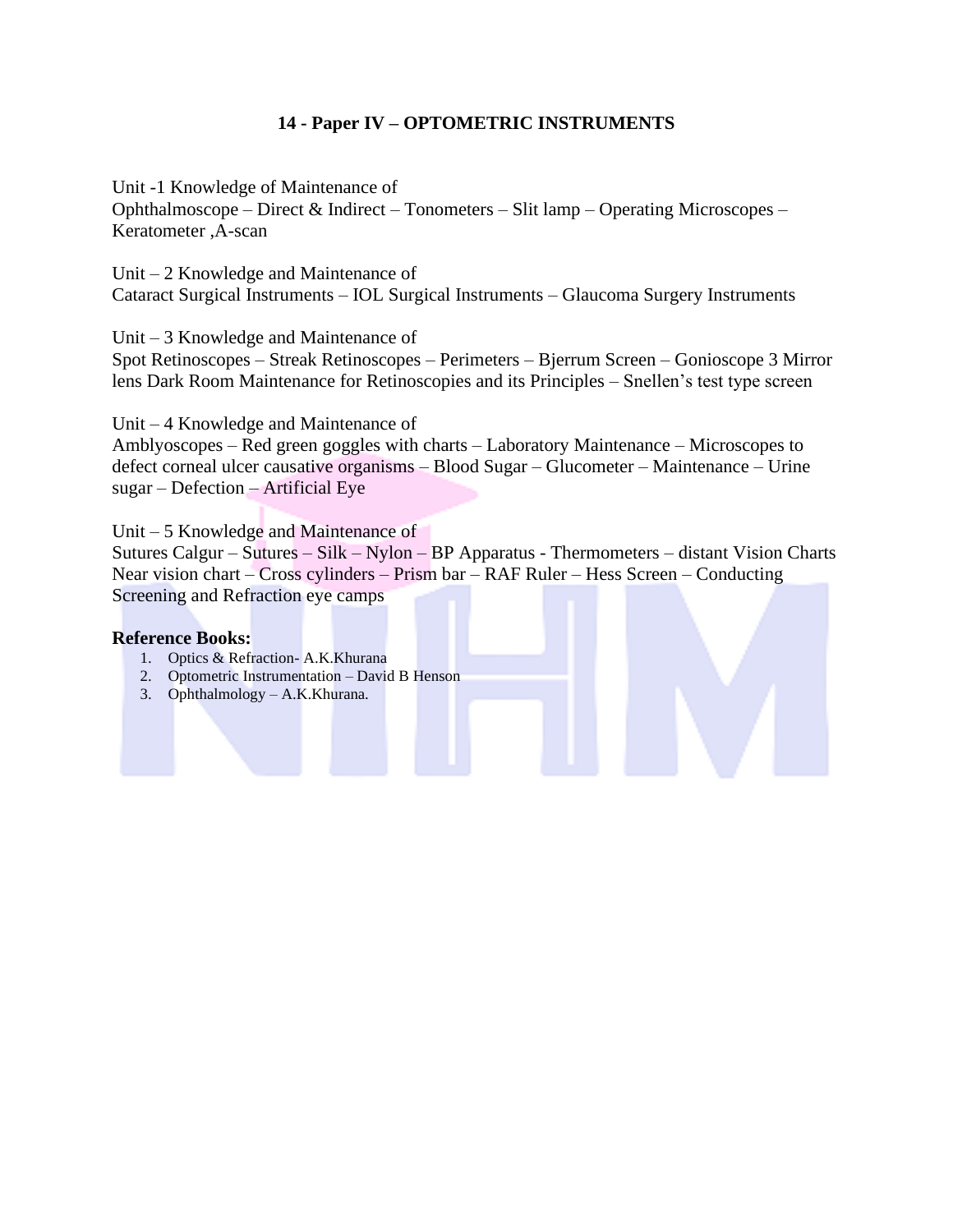## 14 - Paper IV – OPTOMETRIC INSTRUMENTS

Unit -1 Knowledge of Maintenance of
Ophthalmoscope – Direct & Indirect – Tonometers – Slit lamp – Operating Microscopes – Keratometer ,A-scan

Unit – 2 Knowledge and Maintenance of
Cataract Surgical Instruments – IOL Surgical Instruments – Glaucoma Surgery Instruments

Unit – 3 Knowledge and Maintenance of
Spot Retinoscopes – Streak Retinoscopes – Perimeters – Bjerrum Screen – Gonioscope 3 Mirror lens Dark Room Maintenance for Retinoscopies and its Principles – Snellen's test type screen

Unit – 4 Knowledge and Maintenance of
Amblyoscopes – Red green goggles with charts – Laboratory Maintenance – Microscopes to defect corneal ulcer causative organisms – Blood Sugar – Glucometer – Maintenance – Urine sugar – Defection – Artificial Eye

Unit – 5 Knowledge and Maintenance of
Sutures Calgur – Sutures – Silk – Nylon – BP Apparatus - Thermometers – distant Vision Charts Near vision chart – Cross cylinders – Prism bar – RAF Ruler – Hess Screen – Conducting Screening and Refraction eye camps

**Reference Books:**

1. Optics & Refraction- A.K.Khurana
2. Optometric Instrumentation – David B Henson
3. Ophthalmology – A.K.Khurana.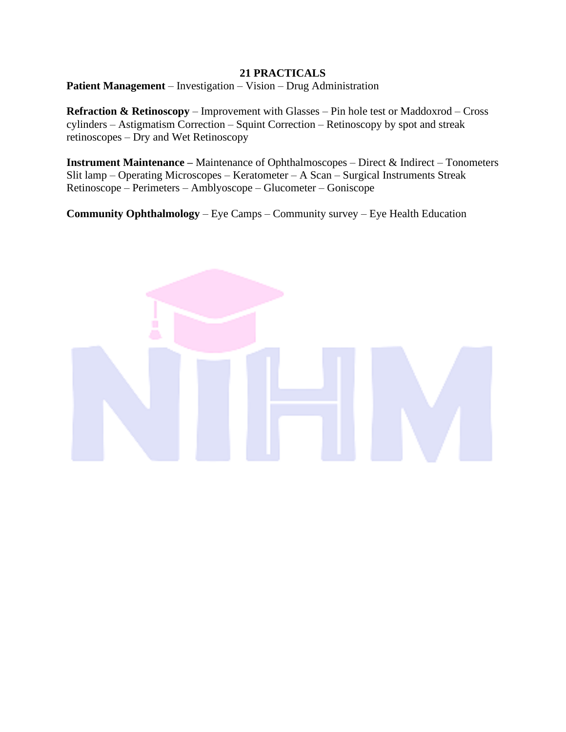## 21 PRACTICALS

**Patient Management** – Investigation – Vision – Drug Administration

**Refraction & Retinoscopy** – Improvement with Glasses – Pin hole test or Maddoxrod – Cross cylinders – Astigmatism Correction – Squint Correction – Retinoscopy by spot and streak retinoscopes – Dry and Wet Retinoscopy

**Instrument Maintenance –** Maintenance of Ophthalmoscopes – Direct & Indirect – Tonometers Slit lamp – Operating Microscopes – Keratometer – A Scan – Surgical Instruments Streak Retinoscope – Perimeters – Amblyoscope – Glucometer – Goniscope

**Community Ophthalmology** – Eye Camps – Community survey – Eye Health Education